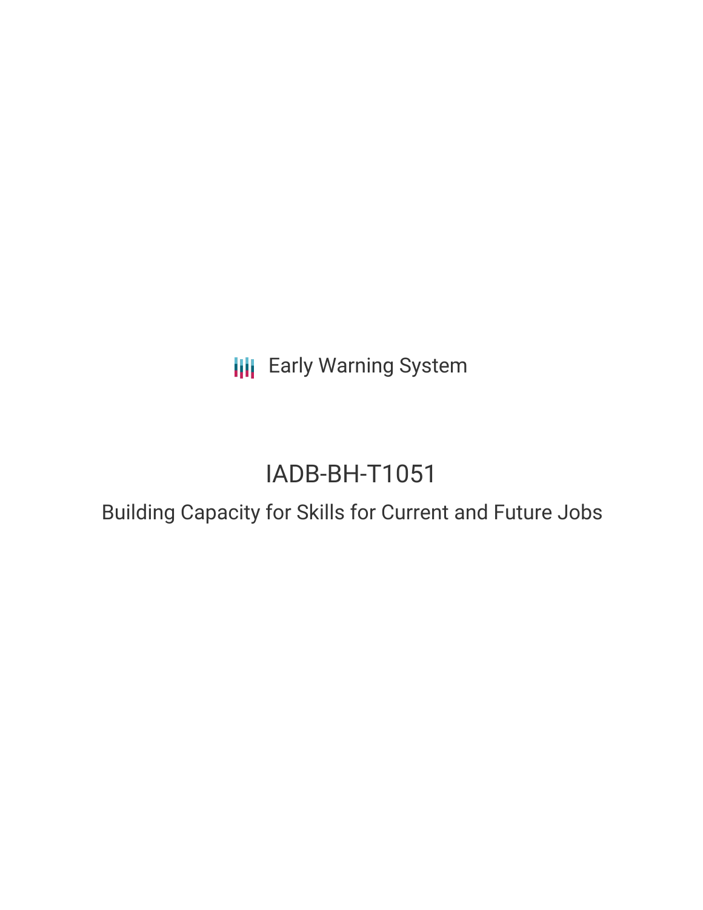Early Warning System

# IADB-BH-T1051

## Building Capacity for Skills for Current and Future Jobs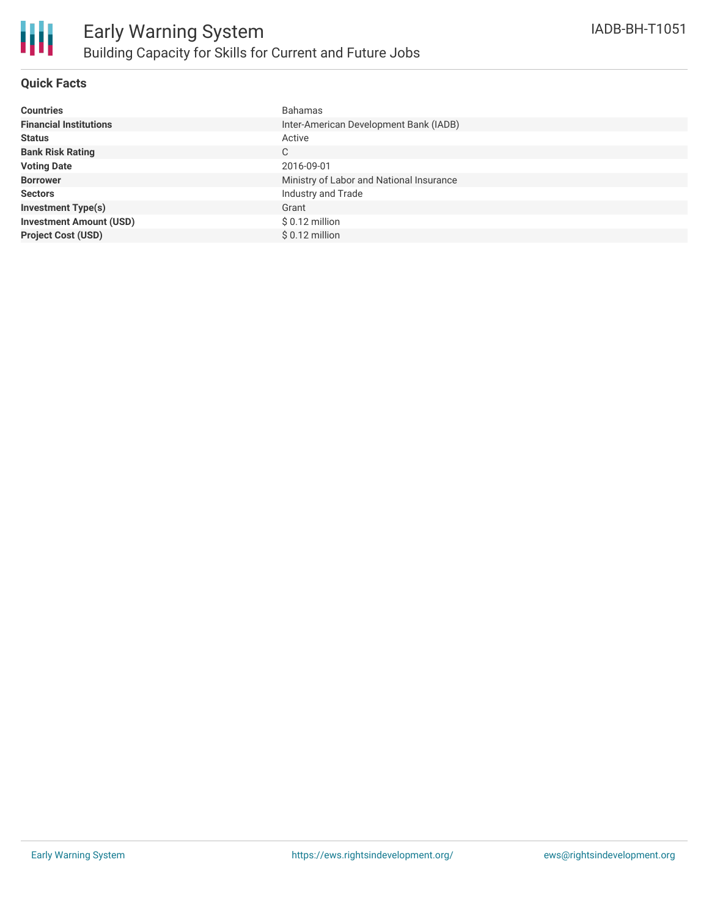# Early Warning System

## Building Capacity for Skills for Current and Future Jobs

IADB-BH-T1051

### Quick Facts

| | |
|---|---|
| **Countries** | Bahamas |
| **Financial Institutions** | Inter-American Development Bank (IADB) |
| **Status** | Active |
| **Bank Risk Rating** | C |
| **Voting Date** | 2016-09-01 |
| **Borrower** | Ministry of Labor and National Insurance |
| **Sectors** | Industry and Trade |
| **Investment Type(s)** | Grant |
| **Investment Amount (USD)** | $ 0.12 million |
| **Project Cost (USD)** | $ 0.12 million |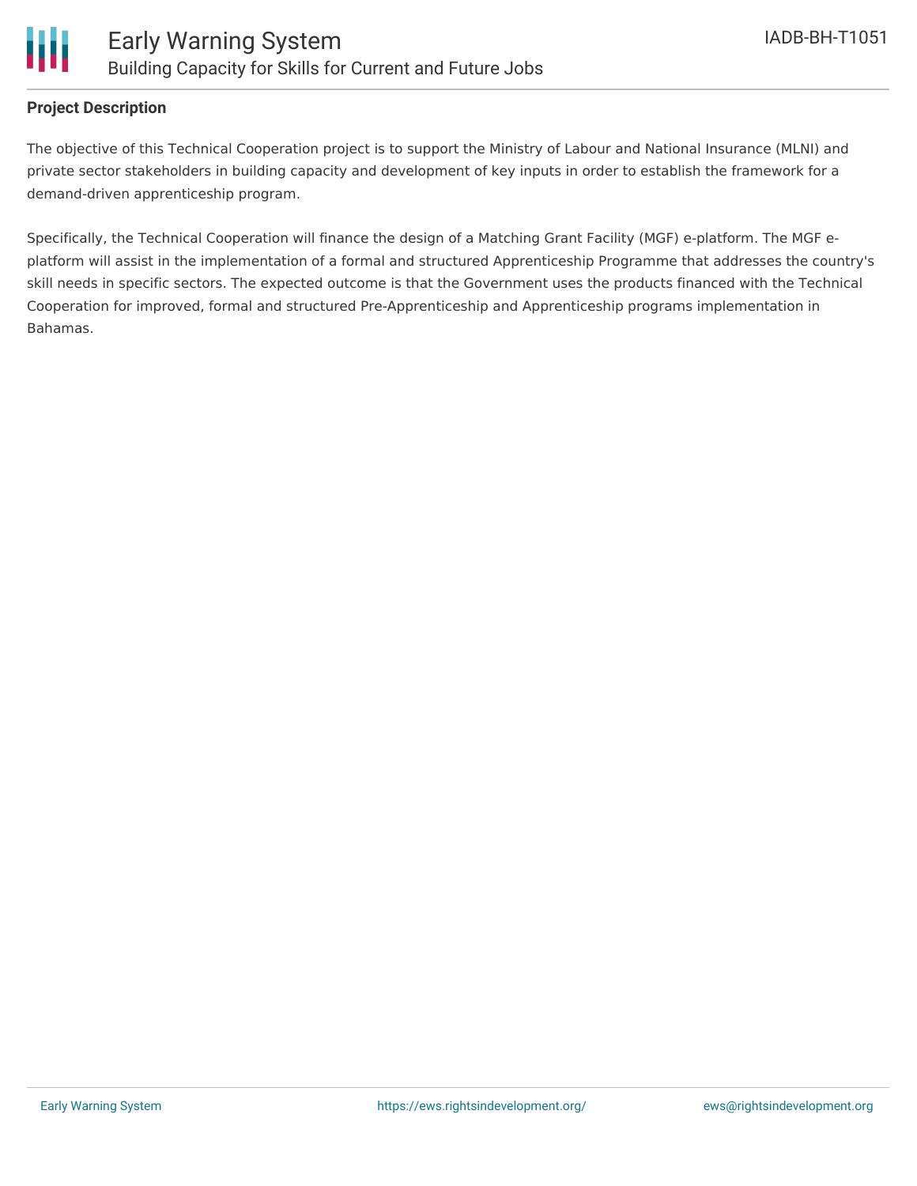**Project Description**

The objective of this Technical Cooperation project is to support the Ministry of Labour and National Insurance (MLNI) and private sector stakeholders in building capacity and development of key inputs in order to establish the framework for a demand-driven apprenticeship program.

Specifically, the Technical Cooperation will finance the design of a Matching Grant Facility (MGF) e-platform. The MGF e-platform will assist in the implementation of a formal and structured Apprenticeship Programme that addresses the country's skill needs in specific sectors. The expected outcome is that the Government uses the products financed with the Technical Cooperation for improved, formal and structured Pre-Apprenticeship and Apprenticeship programs implementation in Bahamas.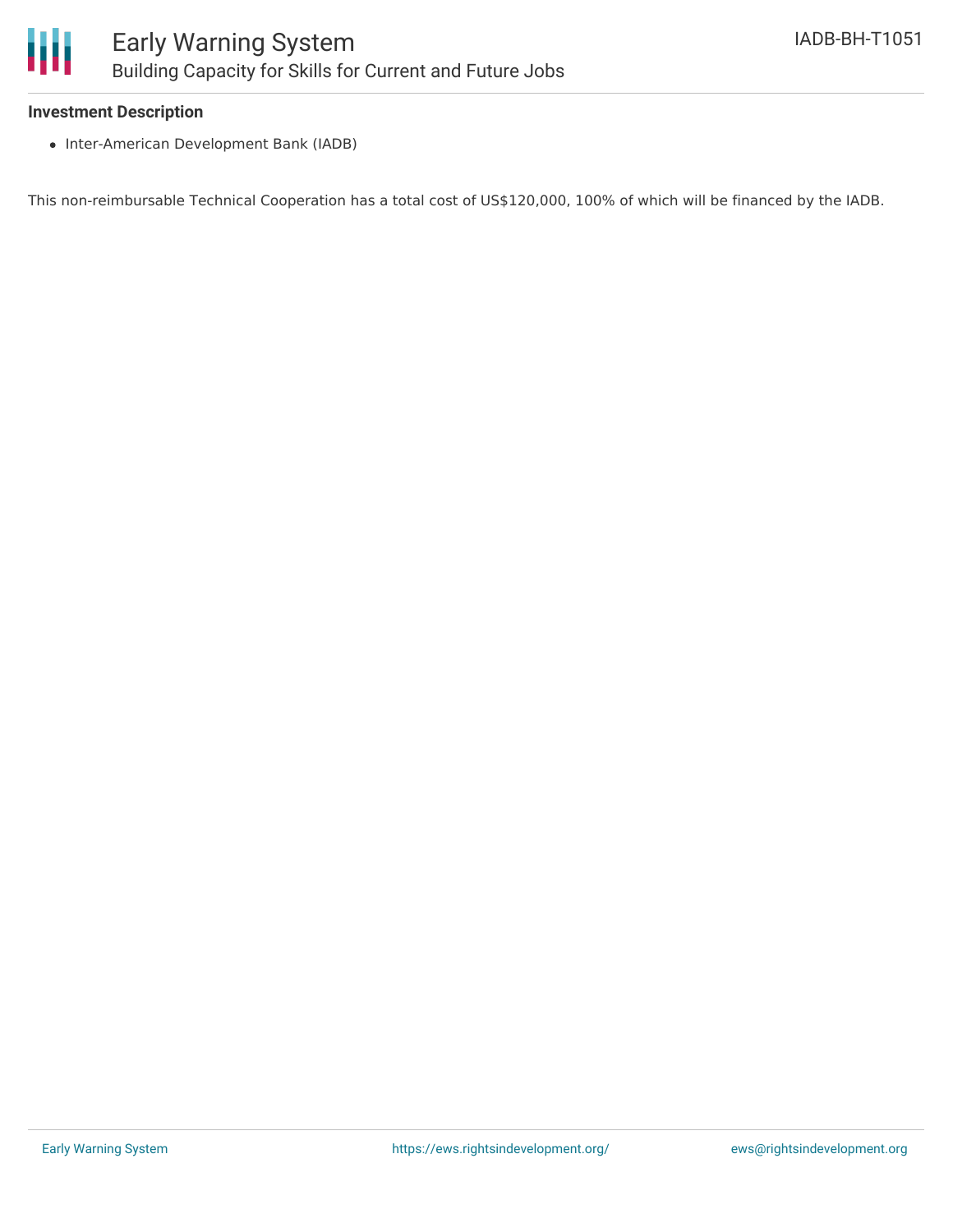**Investment Description**

- Inter-American Development Bank (IADB)

This non-reimbursable Technical Cooperation has a total cost of US$120,000, 100% of which will be financed by the IADB.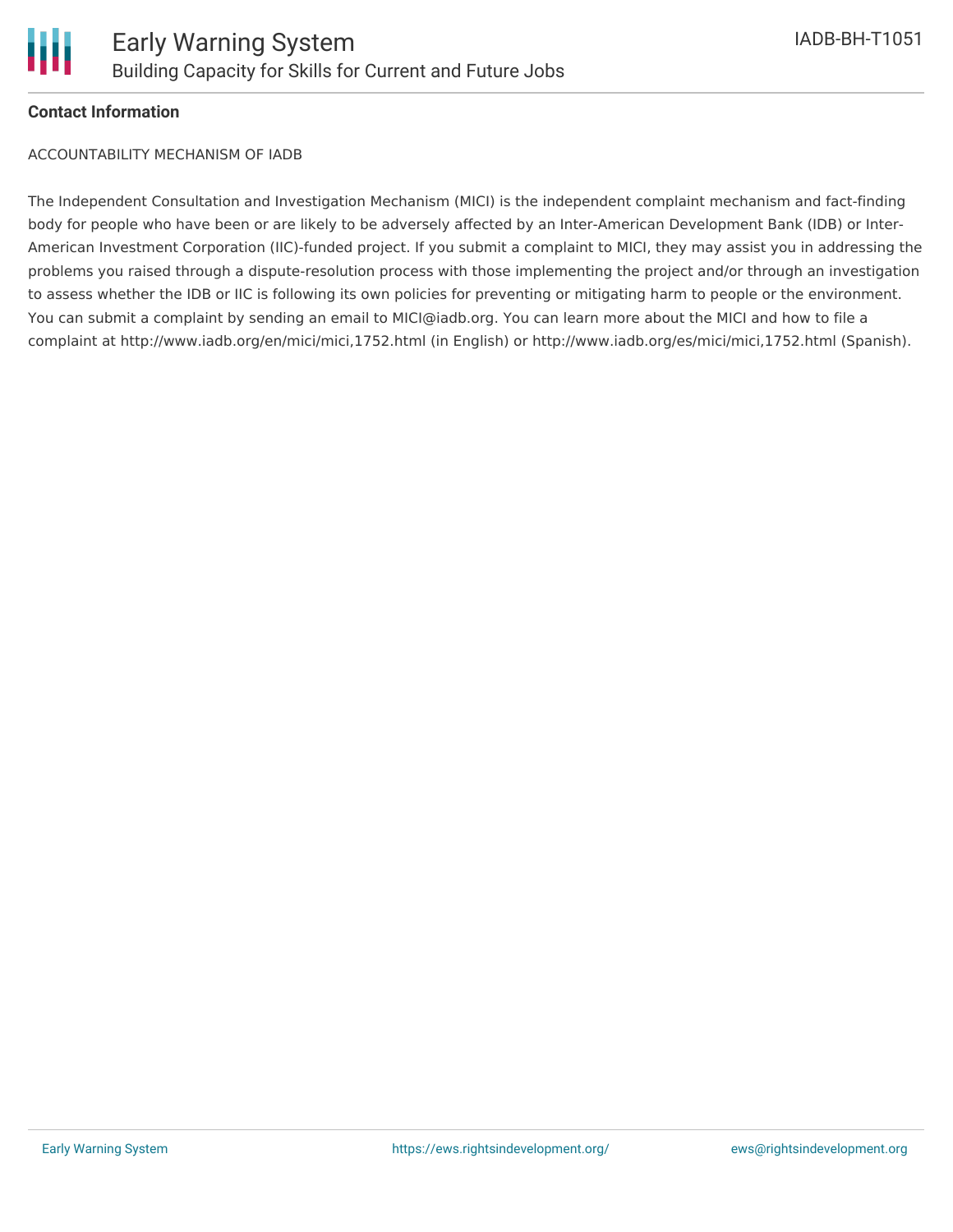**Contact Information**

ACCOUNTABILITY MECHANISM OF IADB

The Independent Consultation and Investigation Mechanism (MICI) is the independent complaint mechanism and fact-finding body for people who have been or are likely to be adversely affected by an Inter-American Development Bank (IDB) or Inter-American Investment Corporation (IIC)-funded project. If you submit a complaint to MICI, they may assist you in addressing the problems you raised through a dispute-resolution process with those implementing the project and/or through an investigation to assess whether the IDB or IIC is following its own policies for preventing or mitigating harm to people or the environment. You can submit a complaint by sending an email to MICI@iadb.org. You can learn more about the MICI and how to file a complaint at http://www.iadb.org/en/mici/mici,1752.html (in English) or http://www.iadb.org/es/mici/mici,1752.html (Spanish).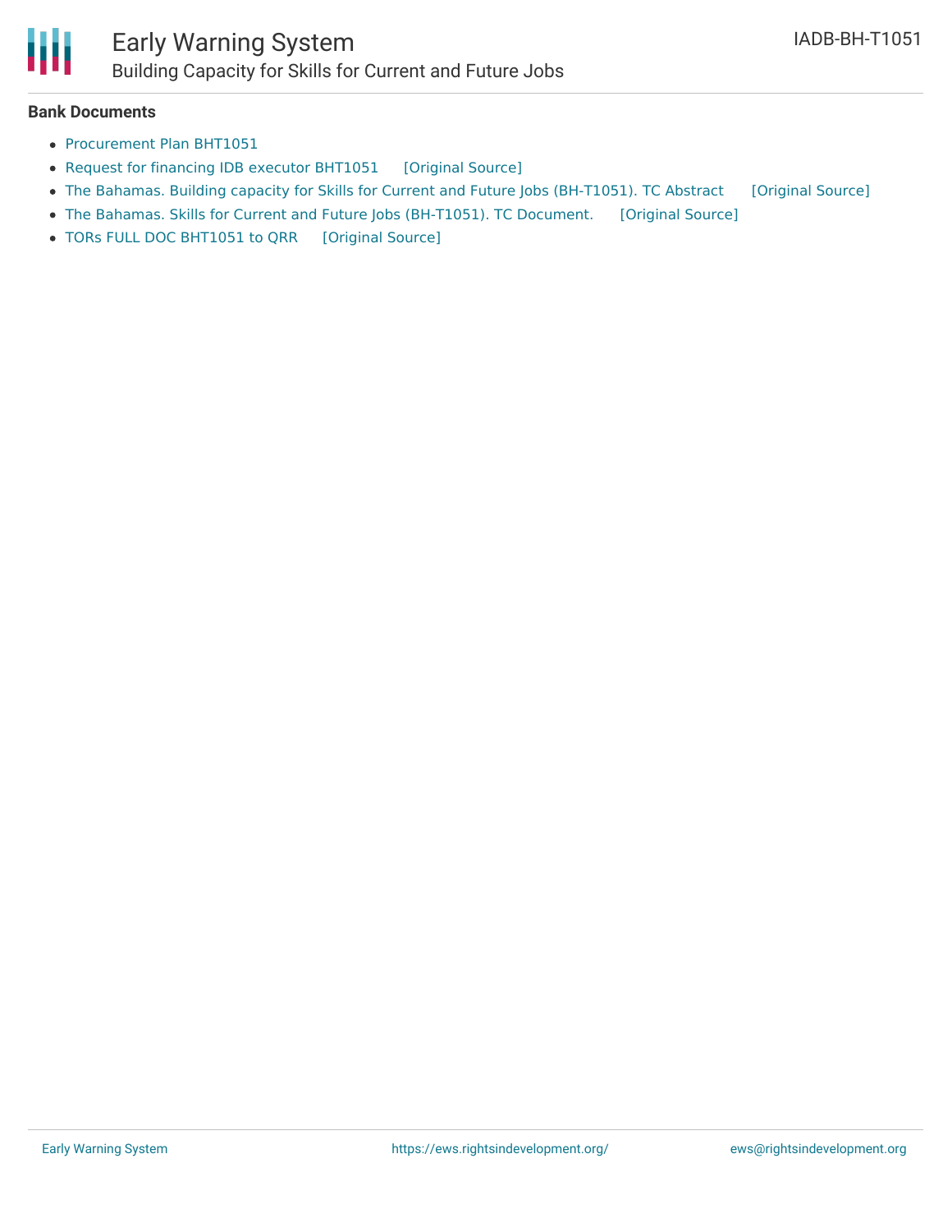### Bank Documents

- Procurement Plan BHT1051
- Request for financing IDB executor BHT1051 [Original Source]
- The Bahamas. Building capacity for Skills for Current and Future Jobs (BH-T1051). TC Abstract [Original Source]
- The Bahamas. Skills for Current and Future Jobs (BH-T1051). TC Document. [Original Source]
- TORs FULL DOC BHT1051 to QRR [Original Source]